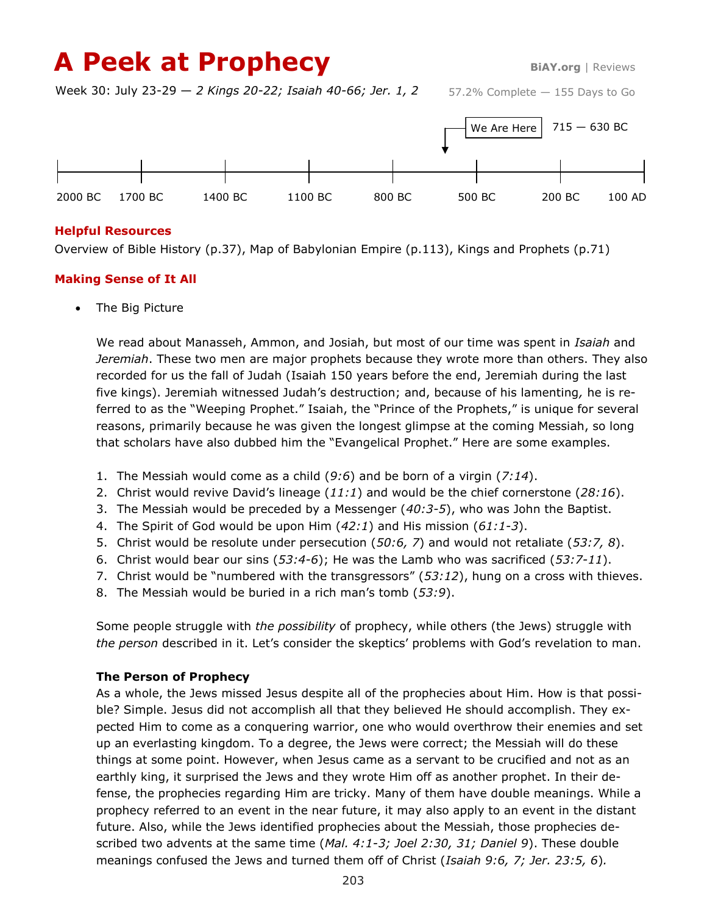# A Peek at Prophecy

BiAY.org | Reviews

Week 30: July 23-29 — *2 Kings 20-22; Isaiah 40-66; Jer. 1, 2*

57.2% Complete — 155 Days to Go

We Are Here 715 — 630 BC

2000 BC 1700 BC 1400 BC 1100 BC 800 BC 500 BC 200 BC 100 AD

### Helpful Resources

Overview of Bible History (p.37), Map of Babylonian Empire (p.113), Kings and Prophets (p.71)

### Making Sense of It All

- The Big Picture

We read about Manasseh, Ammon, and Josiah, but most of our time was spent in *Isaiah* and *Jeremiah*. These two men are major prophets because they wrote more than others. They also recorded for us the fall of Judah (Isaiah 150 years before the end, Jeremiah during the last five kings). Jeremiah witnessed Judah's destruction; and, because of his lamenting, he is referred to as the "Weeping Prophet." Isaiah, the "Prince of the Prophets," is unique for several reasons, primarily because he was given the longest glimpse at the coming Messiah, so long that scholars have also dubbed him the "Evangelical Prophet." Here are some examples.

1. The Messiah would come as a child (*9:6*) and be born of a virgin (*7:14*).
2. Christ would revive David's lineage (*11:1*) and would be the chief cornerstone (*28:16*).
3. The Messiah would be preceded by a Messenger (*40:3-5*), who was John the Baptist.
4. The Spirit of God would be upon Him (*42:1*) and His mission (*61:1-3*).
5. Christ would be resolute under persecution (*50:6, 7*) and would not retaliate (*53:7, 8*).
6. Christ would bear our sins (*53:4-6*); He was the Lamb who was sacrificed (*53:7-11*).
7. Christ would be "numbered with the transgressors" (*53:12*), hung on a cross with thieves.
8. The Messiah would be buried in a rich man's tomb (*53:9*).

Some people struggle with *the possibility* of prophecy, while others (the Jews) struggle with *the person* described in it. Let's consider the skeptics' problems with God's revelation to man.

**The Person of Prophecy**

As a whole, the Jews missed Jesus despite all of the prophecies about Him. How is that possible? Simple. Jesus did not accomplish all that they believed He should accomplish. They expected Him to come as a conquering warrior, one who would overthrow their enemies and set up an everlasting kingdom. To a degree, the Jews were correct; the Messiah will do these things at some point. However, when Jesus came as a servant to be crucified and not as an earthly king, it surprised the Jews and they wrote Him off as another prophet. In their defense, the prophecies regarding Him are tricky. Many of them have double meanings. While a prophecy referred to an event in the near future, it may also apply to an event in the distant future. Also, while the Jews identified prophecies about the Messiah, those prophecies described two advents at the same time (*Mal. 4:1-3; Joel 2:30, 31; Daniel 9*). These double meanings confused the Jews and turned them off of Christ (*Isaiah 9:6, 7; Jer. 23:5, 6*).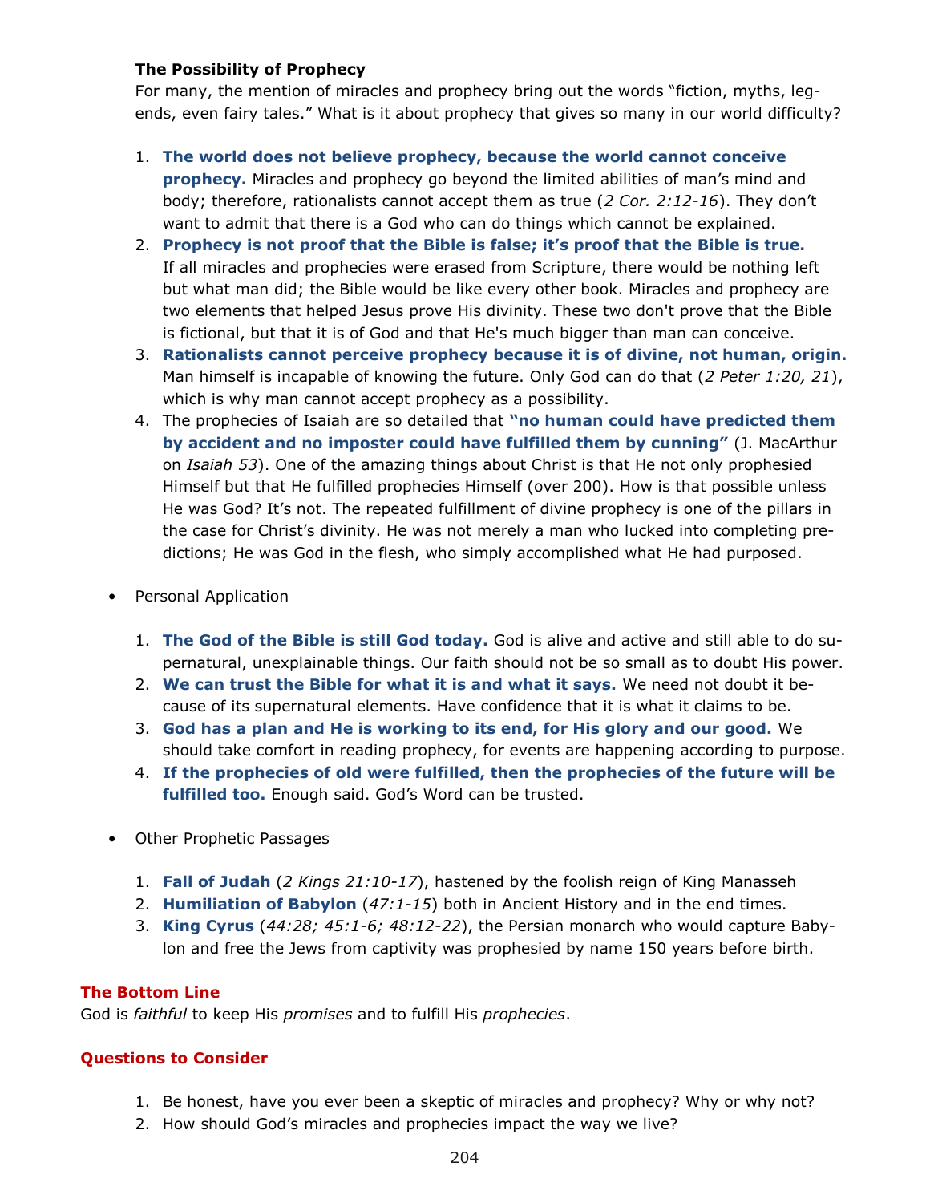### The Possibility of Prophecy

For many, the mention of miracles and prophecy bring out the words "fiction, myths, legends, even fairy tales." What is it about prophecy that gives so many in our world difficulty?

1. **The world does not believe prophecy, because the world cannot conceive prophecy.** Miracles and prophecy go beyond the limited abilities of man's mind and body; therefore, rationalists cannot accept them as true (*2 Cor. 2:12-16*). They don't want to admit that there is a God who can do things which cannot be explained.
2. **Prophecy is not proof that the Bible is false; it's proof that the Bible is true.** If all miracles and prophecies were erased from Scripture, there would be nothing left but what man did; the Bible would be like every other book. Miracles and prophecy are two elements that helped Jesus prove His divinity. These two don't prove that the Bible is fictional, but that it is of God and that He's much bigger than man can conceive.
3. **Rationalists cannot perceive prophecy because it is of divine, not human, origin.** Man himself is incapable of knowing the future. Only God can do that (*2 Peter 1:20, 21*), which is why man cannot accept prophecy as a possibility.
4. The prophecies of Isaiah are so detailed that **"no human could have predicted them by accident and no imposter could have fulfilled them by cunning"** (J. MacArthur on *Isaiah 53*). One of the amazing things about Christ is that He not only prophesied Himself but that He fulfilled prophecies Himself (over 200). How is that possible unless He was God? It's not. The repeated fulfillment of divine prophecy is one of the pillars in the case for Christ's divinity. He was not merely a man who lucked into completing predictions; He was God in the flesh, who simply accomplished what He had purposed.

- Personal Application

1. **The God of the Bible is still God today.** God is alive and active and still able to do supernatural, unexplainable things. Our faith should not be so small as to doubt His power.
2. **We can trust the Bible for what it is and what it says.** We need not doubt it because of its supernatural elements. Have confidence that it is what it claims to be.
3. **God has a plan and He is working to its end, for His glory and our good.** We should take comfort in reading prophecy, for events are happening according to purpose.
4. **If the prophecies of old were fulfilled, then the prophecies of the future will be fulfilled too.** Enough said. God's Word can be trusted.

- Other Prophetic Passages

1. **Fall of Judah** (*2 Kings 21:10-17*), hastened by the foolish reign of King Manasseh
2. **Humiliation of Babylon** (*47:1-15*) both in Ancient History and in the end times.
3. **King Cyrus** (*44:28; 45:1-6; 48:12-22*), the Persian monarch who would capture Babylon and free the Jews from captivity was prophesied by name 150 years before birth.

## The Bottom Line

God is *faithful* to keep His *promises* and to fulfill His *prophecies*.

## Questions to Consider

1. Be honest, have you ever been a skeptic of miracles and prophecy? Why or why not?
2. How should God's miracles and prophecies impact the way we live?